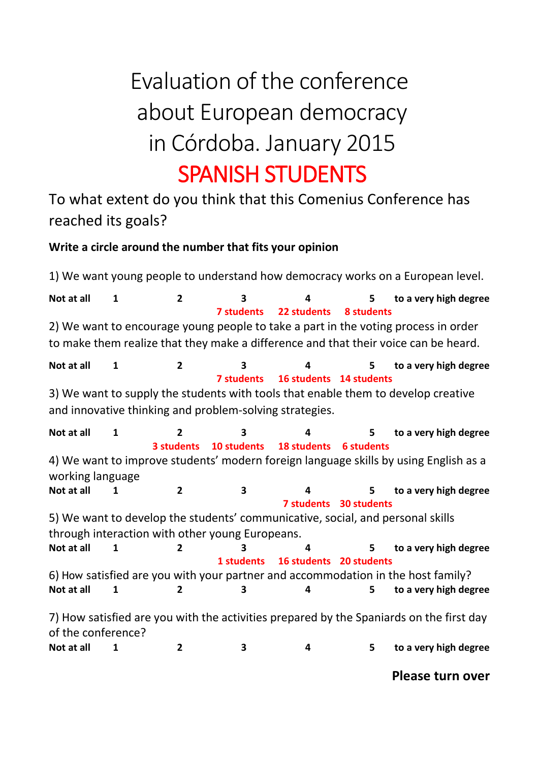# Evaluation of the conference about European democracy in Córdoba. January 2015

## SPANISH STUDENTS

To what extent do you think that this Comenius Conference has reached its goals?

**Write a circle around the number that fits your opinion**

1) We want young people to understand how democracy works on a European level.

| **Not at all** | **1** | **2** | **3** | **4** | **5** | **to a very high degree** |
|---|---|---|---|---|---|---|
| | | | **7 students** | **22 students** | **8 students** | |

2) We want to encourage young people to take a part in the voting process in order to make them realize that they make a difference and that their voice can be heard.

| **Not at all** | **1** | **2** | **3** | **4** | **5** | **to a very high degree** |
|---|---|---|---|---|---|---|
| | | | **7 students** | **16 students** | **14 students** | |

3) We want to supply the students with tools that enable them to develop creative and innovative thinking and problem-solving strategies.

| **Not at all** | **1** | **2** | **3** | **4** | **5** | **to a very high degree** |
|---|---|---|---|---|---|---|
| | | **3 students** | **10 students** | **18 students** | **6 students** | |

4) We want to improve students' modern foreign language skills by using English as a working language

| **Not at all** | **1** | **2** | **3** | **4** | **5** | **to a very high degree** |
|---|---|---|---|---|---|---|
| | | | | **7 students** | **30 students** | |

5) We want to develop the students' communicative, social, and personal skills through interaction with other young Europeans.

| **Not at all** | **1** | **2** | **3** | **4** | **5** | **to a very high degree** |
|---|---|---|---|---|---|---|
| | | | **1 students** | **16 students** | **20 students** | |

6) How satisfied are you with your partner and accommodation in the host family?

| **Not at all** | **1** | **2** | **3** | **4** | **5** | **to a very high degree** |
|---|---|---|---|---|---|---|

7) How satisfied are you with the activities prepared by the Spaniards on the first day of the conference?

| **Not at all** | **1** | **2** | **3** | **4** | **5** | **to a very high degree** |
|---|---|---|---|---|---|---|

**Please turn over**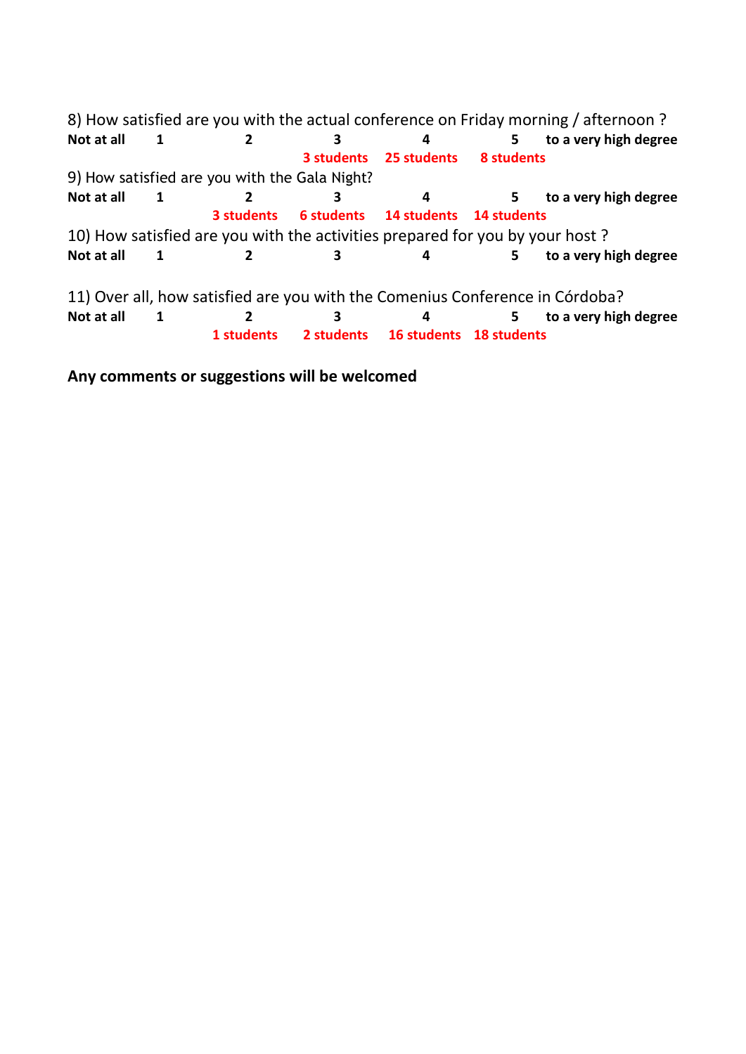8) How satisfied are you with the actual conference on Friday morning / afternoon ?

| Not at all | 1 | 2 | 3 | 4 | 5 | to a very high degree |
|---|---|---|---|---|---|---|
| | | | 3 students | 25 students | 8 students | |

9) How satisfied are you with the Gala Night?

| Not at all | 1 | 2 | 3 | 4 | 5 | to a very high degree |
|---|---|---|---|---|---|---|
| | | 3 students | 6 students | 14 students | 14 students | |

10) How satisfied are you with the activities prepared for you by your host ?

| Not at all | 1 | 2 | 3 | 4 | 5 | to a very high degree |
|---|---|---|---|---|---|---|

11) Over all, how satisfied are you with the Comenius Conference in Córdoba?

| Not at all | 1 | 2 | 3 | 4 | 5 | to a very high degree |
|---|---|---|---|---|---|---|
| | | 1 students | 2 students | 16 students | 18 students | |

**Any comments or suggestions will be welcomed**